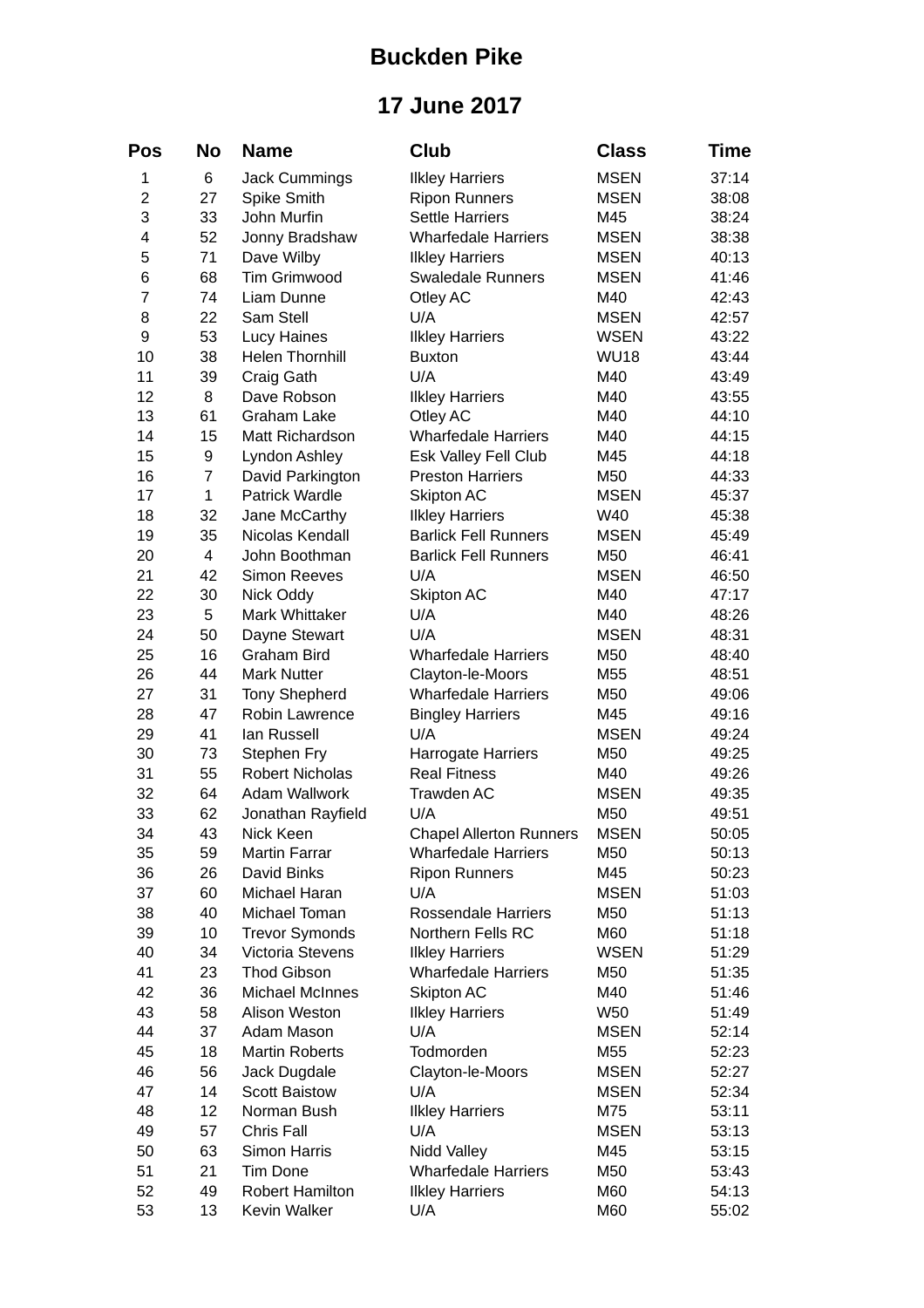# Buckden Pike

## 17 June 2017

| Pos | No | Name | Club | Class | Time |
|---|---|---|---|---|---|
| 1 | 6 | Jack Cummings | Ilkley Harriers | MSEN | 37:14 |
| 2 | 27 | Spike Smith | Ripon Runners | MSEN | 38:08 |
| 3 | 33 | John Murfin | Settle Harriers | M45 | 38:24 |
| 4 | 52 | Jonny Bradshaw | Wharfedale Harriers | MSEN | 38:38 |
| 5 | 71 | Dave Wilby | Ilkley Harriers | MSEN | 40:13 |
| 6 | 68 | Tim Grimwood | Swaledale Runners | MSEN | 41:46 |
| 7 | 74 | Liam Dunne | Otley AC | M40 | 42:43 |
| 8 | 22 | Sam Stell | U/A | MSEN | 42:57 |
| 9 | 53 | Lucy Haines | Ilkley Harriers | WSEN | 43:22 |
| 10 | 38 | Helen Thornhill | Buxton | WU18 | 43:44 |
| 11 | 39 | Craig Gath | U/A | M40 | 43:49 |
| 12 | 8 | Dave Robson | Ilkley Harriers | M40 | 43:55 |
| 13 | 61 | Graham Lake | Otley AC | M40 | 44:10 |
| 14 | 15 | Matt Richardson | Wharfedale Harriers | M40 | 44:15 |
| 15 | 9 | Lyndon Ashley | Esk Valley Fell Club | M45 | 44:18 |
| 16 | 7 | David Parkington | Preston Harriers | M50 | 44:33 |
| 17 | 1 | Patrick Wardle | Skipton AC | MSEN | 45:37 |
| 18 | 32 | Jane McCarthy | Ilkley Harriers | W40 | 45:38 |
| 19 | 35 | Nicolas Kendall | Barlick Fell Runners | MSEN | 45:49 |
| 20 | 4 | John Boothman | Barlick Fell Runners | M50 | 46:41 |
| 21 | 42 | Simon Reeves | U/A | MSEN | 46:50 |
| 22 | 30 | Nick Oddy | Skipton AC | M40 | 47:17 |
| 23 | 5 | Mark Whittaker | U/A | M40 | 48:26 |
| 24 | 50 | Dayne Stewart | U/A | MSEN | 48:31 |
| 25 | 16 | Graham Bird | Wharfedale Harriers | M50 | 48:40 |
| 26 | 44 | Mark Nutter | Clayton-le-Moors | M55 | 48:51 |
| 27 | 31 | Tony Shepherd | Wharfedale Harriers | M50 | 49:06 |
| 28 | 47 | Robin Lawrence | Bingley Harriers | M45 | 49:16 |
| 29 | 41 | Ian Russell | U/A | MSEN | 49:24 |
| 30 | 73 | Stephen Fry | Harrogate Harriers | M50 | 49:25 |
| 31 | 55 | Robert Nicholas | Real Fitness | M40 | 49:26 |
| 32 | 64 | Adam Wallwork | Trawden AC | MSEN | 49:35 |
| 33 | 62 | Jonathan Rayfield | U/A | M50 | 49:51 |
| 34 | 43 | Nick Keen | Chapel Allerton Runners | MSEN | 50:05 |
| 35 | 59 | Martin Farrar | Wharfedale Harriers | M50 | 50:13 |
| 36 | 26 | David Binks | Ripon Runners | M45 | 50:23 |
| 37 | 60 | Michael Haran | U/A | MSEN | 51:03 |
| 38 | 40 | Michael Toman | Rossendale Harriers | M50 | 51:13 |
| 39 | 10 | Trevor Symonds | Northern Fells RC | M60 | 51:18 |
| 40 | 34 | Victoria Stevens | Ilkley Harriers | WSEN | 51:29 |
| 41 | 23 | Thod Gibson | Wharfedale Harriers | M50 | 51:35 |
| 42 | 36 | Michael McInnes | Skipton AC | M40 | 51:46 |
| 43 | 58 | Alison Weston | Ilkley Harriers | W50 | 51:49 |
| 44 | 37 | Adam Mason | U/A | MSEN | 52:14 |
| 45 | 18 | Martin Roberts | Todmorden | M55 | 52:23 |
| 46 | 56 | Jack Dugdale | Clayton-le-Moors | MSEN | 52:27 |
| 47 | 14 | Scott Baistow | U/A | MSEN | 52:34 |
| 48 | 12 | Norman Bush | Ilkley Harriers | M75 | 53:11 |
| 49 | 57 | Chris Fall | U/A | MSEN | 53:13 |
| 50 | 63 | Simon Harris | Nidd Valley | M45 | 53:15 |
| 51 | 21 | Tim Done | Wharfedale Harriers | M50 | 53:43 |
| 52 | 49 | Robert Hamilton | Ilkley Harriers | M60 | 54:13 |
| 53 | 13 | Kevin Walker | U/A | M60 | 55:02 |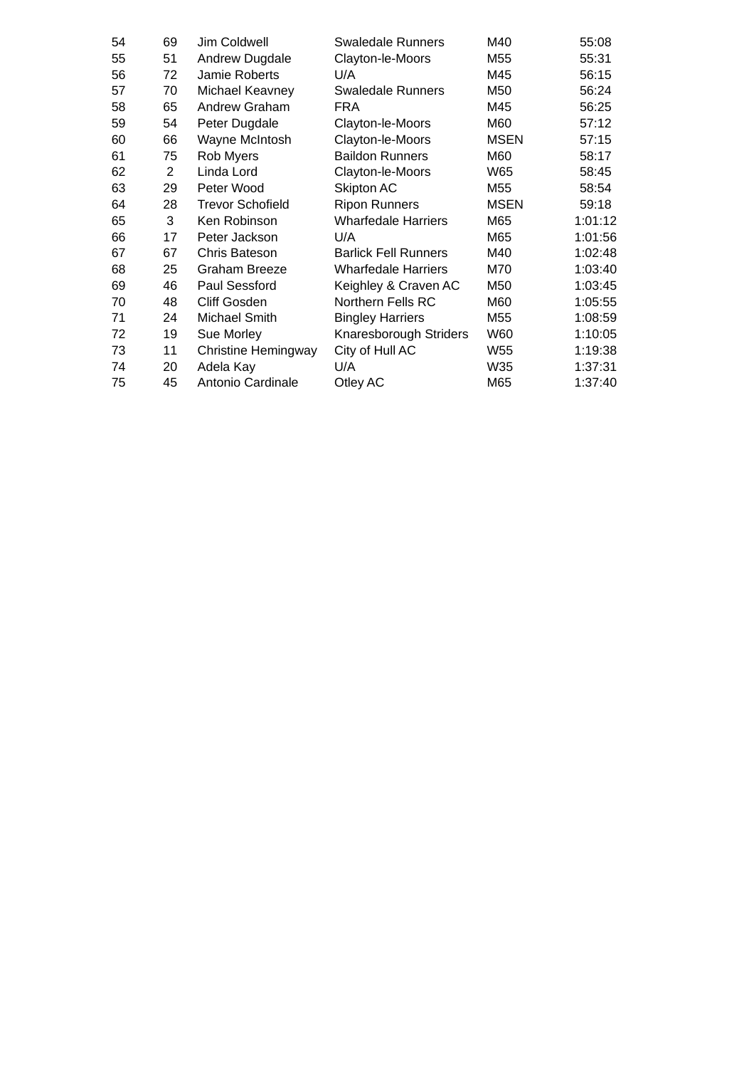| | | | | | |
|---|---|---|---|---|---|
| 54 | 69 | Jim Coldwell | Swaledale Runners | M40 | 55:08 |
| 55 | 51 | Andrew Dugdale | Clayton-le-Moors | M55 | 55:31 |
| 56 | 72 | Jamie Roberts | U/A | M45 | 56:15 |
| 57 | 70 | Michael Keavney | Swaledale Runners | M50 | 56:24 |
| 58 | 65 | Andrew Graham | FRA | M45 | 56:25 |
| 59 | 54 | Peter Dugdale | Clayton-le-Moors | M60 | 57:12 |
| 60 | 66 | Wayne McIntosh | Clayton-le-Moors | MSEN | 57:15 |
| 61 | 75 | Rob Myers | Baildon Runners | M60 | 58:17 |
| 62 | 2 | Linda Lord | Clayton-le-Moors | W65 | 58:45 |
| 63 | 29 | Peter Wood | Skipton AC | M55 | 58:54 |
| 64 | 28 | Trevor Schofield | Ripon Runners | MSEN | 59:18 |
| 65 | 3 | Ken Robinson | Wharfedale Harriers | M65 | 1:01:12 |
| 66 | 17 | Peter Jackson | U/A | M65 | 1:01:56 |
| 67 | 67 | Chris Bateson | Barlick Fell Runners | M40 | 1:02:48 |
| 68 | 25 | Graham Breeze | Wharfedale Harriers | M70 | 1:03:40 |
| 69 | 46 | Paul Sessford | Keighley & Craven AC | M50 | 1:03:45 |
| 70 | 48 | Cliff Gosden | Northern Fells RC | M60 | 1:05:55 |
| 71 | 24 | Michael Smith | Bingley Harriers | M55 | 1:08:59 |
| 72 | 19 | Sue Morley | Knaresborough Striders | W60 | 1:10:05 |
| 73 | 11 | Christine Hemingway | City of Hull AC | W55 | 1:19:38 |
| 74 | 20 | Adela Kay | U/A | W35 | 1:37:31 |
| 75 | 45 | Antonio Cardinale | Otley AC | M65 | 1:37:40 |